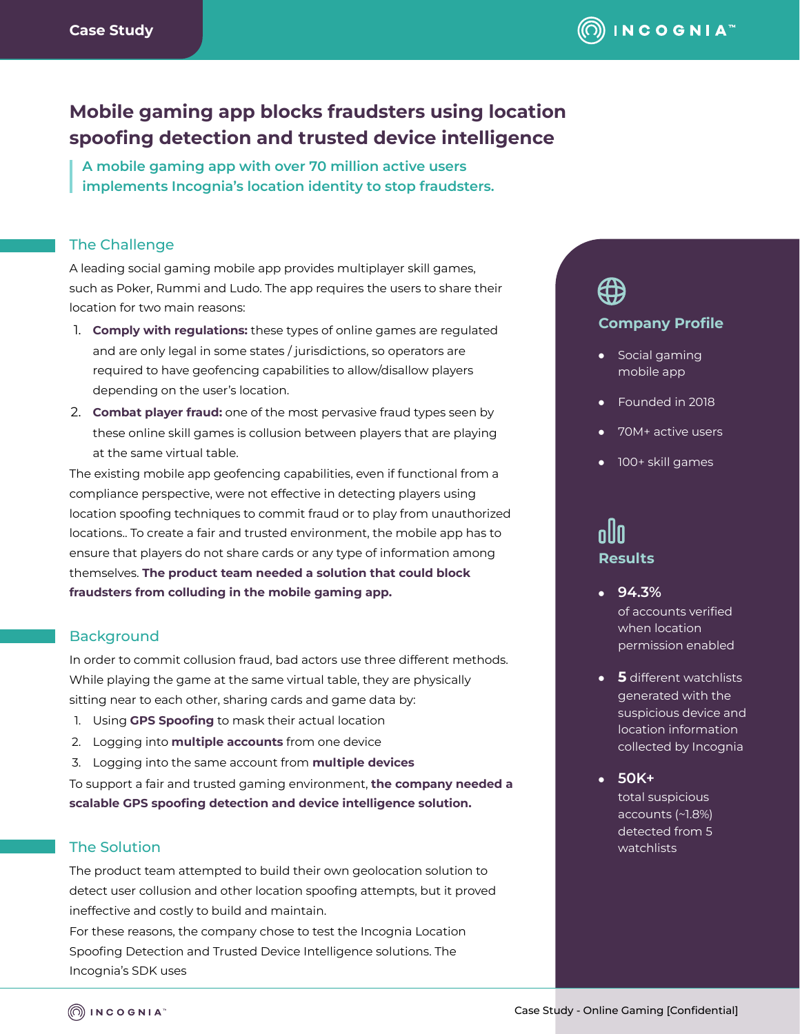Case Study

# Mobile gaming app blocks fraudsters using location spoofing detection and trusted device intelligence

**A mobile gaming app with over 70 million active users implements Incognia's location identity to stop fraudsters.**

## The Challenge

A leading social gaming mobile app provides multiplayer skill games, such as Poker, Rummi and Ludo. The app requires the users to share their location for two main reasons:

1. **Comply with regulations:** these types of online games are regulated and are only legal in some states / jurisdictions, so operators are required to have geofencing capabilities to allow/disallow players depending on the user's location.
2. **Combat player fraud:** one of the most pervasive fraud types seen by these online skill games is collusion between players that are playing at the same virtual table.

The existing mobile app geofencing capabilities, even if functional from a compliance perspective, were not effective in detecting players using location spoofing techniques to commit fraud or to play from unauthorized locations.. To create a fair and trusted environment, the mobile app has to ensure that players do not share cards or any type of information among themselves. **The product team needed a solution that could block fraudsters from colluding in the mobile gaming app.**

## Background

In order to commit collusion fraud, bad actors use three different methods. While playing the game at the same virtual table, they are physically sitting near to each other, sharing cards and game data by:

1. Using **GPS Spoofing** to mask their actual location
2. Logging into **multiple accounts** from one device
3. Logging into the same account from **multiple devices**

To support a fair and trusted gaming environment, **the company needed a scalable GPS spoofing detection and device intelligence solution.**

## The Solution

The product team attempted to build their own geolocation solution to detect user collusion and other location spoofing attempts, but it proved ineffective and costly to build and maintain.

For these reasons, the company chose to test the Incognia Location Spoofing Detection and Trusted Device Intelligence solutions. The Incognia's SDK uses

### Company Profile

- Social gaming mobile app
- Founded in 2018
- 70M+ active users
- 100+ skill games

### Results

- **94.3%** of accounts verified when location permission enabled
- **5** different watchlists generated with the suspicious device and location information collected by Incognia
- **50K+** total suspicious accounts (~1.8%) detected from 5 watchlists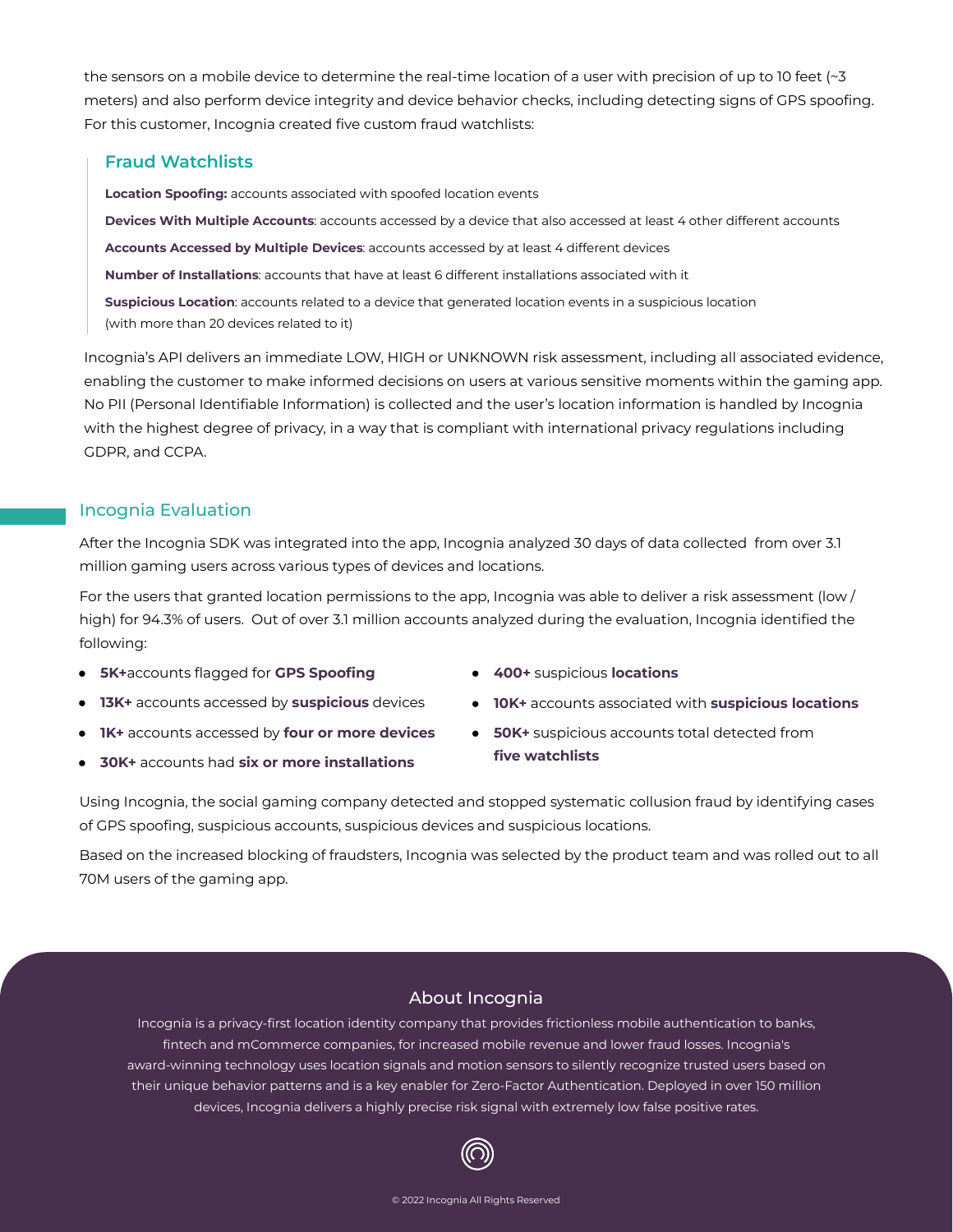the sensors on a mobile device to determine the real-time location of a user with precision of up to 10 feet (~3 meters) and also perform device integrity and device behavior checks, including detecting signs of GPS spoofing. For this customer, Incognia created five custom fraud watchlists:

### Fraud Watchlists

**Location Spoofing:** accounts associated with spoofed location events

**Devices With Multiple Accounts**: accounts accessed by a device that also accessed at least 4 other different accounts

**Accounts Accessed by Multiple Devices**: accounts accessed by at least 4 different devices

**Number of Installations**: accounts that have at least 6 different installations associated with it

**Suspicious Location**: accounts related to a device that generated location events in a suspicious location (with more than 20 devices related to it)

Incognia's API delivers an immediate LOW, HIGH or UNKNOWN risk assessment, including all associated evidence, enabling the customer to make informed decisions on users at various sensitive moments within the gaming app. No PII (Personal Identifiable Information) is collected and the user's location information is handled by Incognia with the highest degree of privacy, in a way that is compliant with international privacy regulations including GDPR, and CCPA.

## Incognia Evaluation

After the Incognia SDK was integrated into the app, Incognia analyzed 30 days of data collected from over 3.1 million gaming users across various types of devices and locations.

For the users that granted location permissions to the app, Incognia was able to deliver a risk assessment (low / high) for 94.3% of users. Out of over 3.1 million accounts analyzed during the evaluation, Incognia identified the following:

- **5K+**accounts flagged for **GPS Spoofing**
- **13K+** accounts accessed by **suspicious** devices
- **1K+** accounts accessed by **four or more devices**
- **30K+** accounts had **six or more installations**
- **400+** suspicious **locations**
- **10K+** accounts associated with **suspicious locations**
- **50K+** suspicious accounts total detected from **five watchlists**

Using Incognia, the social gaming company detected and stopped systematic collusion fraud by identifying cases of GPS spoofing, suspicious accounts, suspicious devices and suspicious locations.

Based on the increased blocking of fraudsters, Incognia was selected by the product team and was rolled out to all 70M users of the gaming app.

## About Incognia

Incognia is a privacy-first location identity company that provides frictionless mobile authentication to banks, fintech and mCommerce companies, for increased mobile revenue and lower fraud losses. Incognia's award-winning technology uses location signals and motion sensors to silently recognize trusted users based on their unique behavior patterns and is a key enabler for Zero-Factor Authentication. Deployed in over 150 million devices, Incognia delivers a highly precise risk signal with extremely low false positive rates.

© 2022 Incognia All Rights Reserved